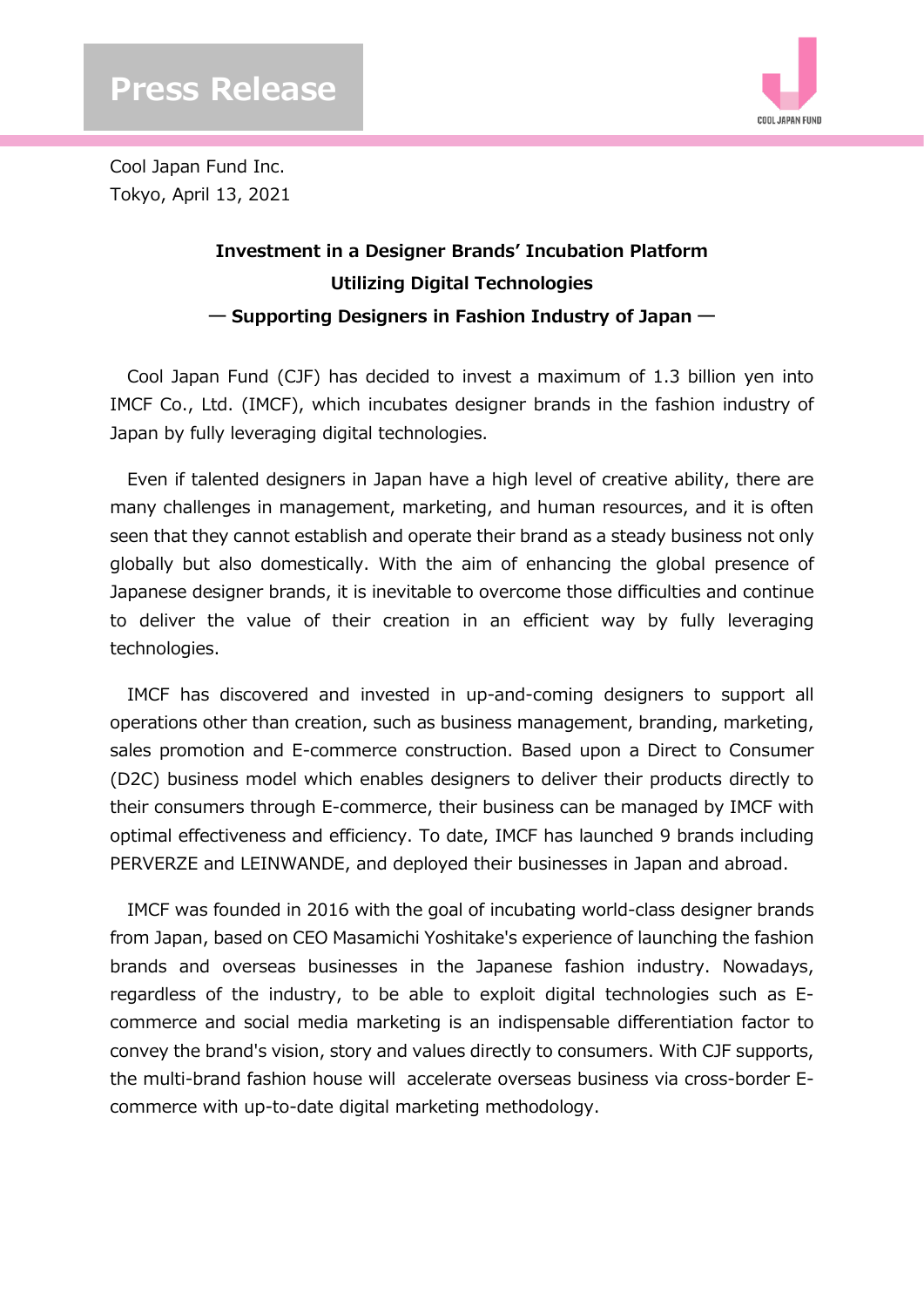# Press Release

Cool Japan Fund Inc.
Tokyo, April 13, 2021

## Investment in a Designer Brands' Incubation Platform Utilizing Digital Technologies

### ― Supporting Designers in Fashion Industry of Japan ―

Cool Japan Fund (CJF) has decided to invest a maximum of 1.3 billion yen into IMCF Co., Ltd. (IMCF), which incubates designer brands in the fashion industry of Japan by fully leveraging digital technologies.

Even if talented designers in Japan have a high level of creative ability, there are many challenges in management, marketing, and human resources, and it is often seen that they cannot establish and operate their brand as a steady business not only globally but also domestically. With the aim of enhancing the global presence of Japanese designer brands, it is inevitable to overcome those difficulties and continue to deliver the value of their creation in an efficient way by fully leveraging technologies.

IMCF has discovered and invested in up-and-coming designers to support all operations other than creation, such as business management, branding, marketing, sales promotion and E-commerce construction. Based upon a Direct to Consumer (D2C) business model which enables designers to deliver their products directly to their consumers through E-commerce, their business can be managed by IMCF with optimal effectiveness and efficiency. To date, IMCF has launched 9 brands including PERVERZE and LEINWANDE, and deployed their businesses in Japan and abroad.

IMCF was founded in 2016 with the goal of incubating world-class designer brands from Japan, based on CEO Masamichi Yoshitake's experience of launching the fashion brands and overseas businesses in the Japanese fashion industry. Nowadays, regardless of the industry, to be able to exploit digital technologies such as E-commerce and social media marketing is an indispensable differentiation factor to convey the brand's vision, story and values directly to consumers. With CJF supports, the multi-brand fashion house will accelerate overseas business via cross-border E-commerce with up-to-date digital marketing methodology.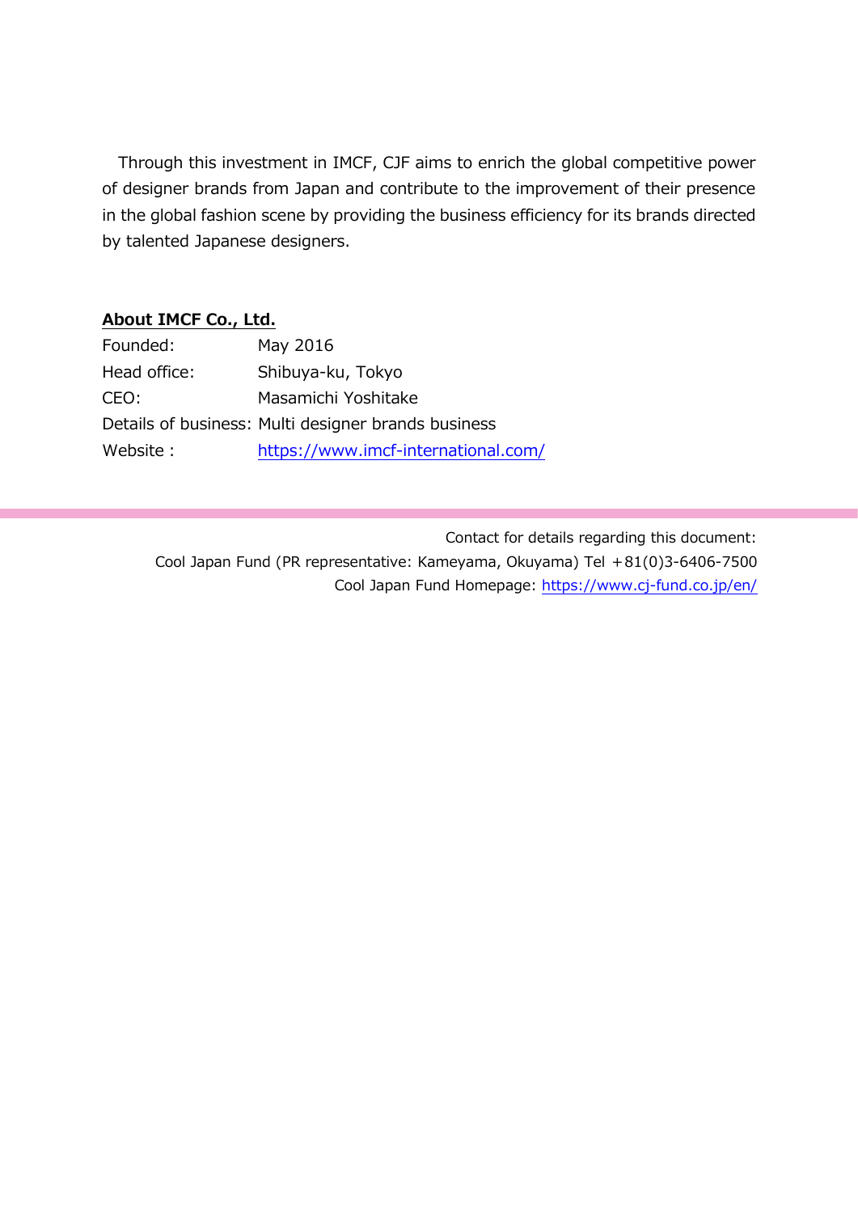Through this investment in IMCF, CJF aims to enrich the global competitive power of designer brands from Japan and contribute to the improvement of their presence in the global fashion scene by providing the business efficiency for its brands directed by talented Japanese designers.

**About IMCF Co., Ltd.**

| | |
|---|---|
| Founded: | May 2016 |
| Head office: | Shibuya-ku, Tokyo |
| CEO: | Masamichi Yoshitake |
| Details of business: | Multi designer brands business |
| Website : | https://www.imcf-international.com/ |

Contact for details regarding this document:
Cool Japan Fund (PR representative: Kameyama, Okuyama) Tel +81(0)3-6406-7500
Cool Japan Fund Homepage: https://www.cj-fund.co.jp/en/